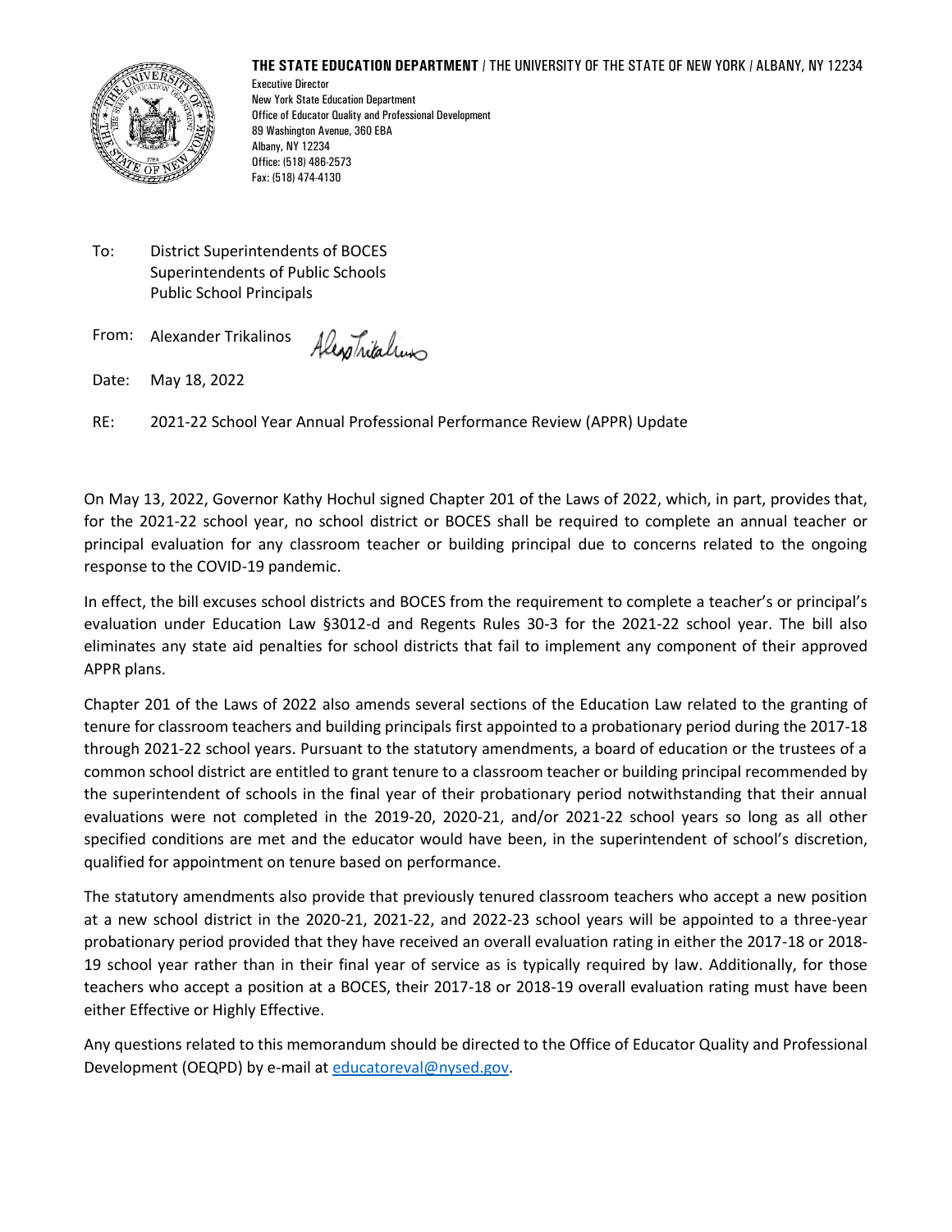**THE STATE EDUCATION DEPARTMENT** / THE UNIVERSITY OF THE STATE OF NEW YORK / ALBANY, NY 12234

Executive Director
New York State Education Department
Office of Educator Quality and Professional Development
89 Washington Avenue, 360 EBA
Albany, NY 12234
Office: (518) 486-2573
Fax: (518) 474-4130

To: District Superintendents of BOCES
Superintendents of Public Schools
Public School Principals

From: Alexander Trikalinos

Date: May 18, 2022

RE: 2021-22 School Year Annual Professional Performance Review (APPR) Update

On May 13, 2022, Governor Kathy Hochul signed Chapter 201 of the Laws of 2022, which, in part, provides that, for the 2021-22 school year, no school district or BOCES shall be required to complete an annual teacher or principal evaluation for any classroom teacher or building principal due to concerns related to the ongoing response to the COVID-19 pandemic.

In effect, the bill excuses school districts and BOCES from the requirement to complete a teacher's or principal's evaluation under Education Law §3012-d and Regents Rules 30-3 for the 2021-22 school year. The bill also eliminates any state aid penalties for school districts that fail to implement any component of their approved APPR plans.

Chapter 201 of the Laws of 2022 also amends several sections of the Education Law related to the granting of tenure for classroom teachers and building principals first appointed to a probationary period during the 2017-18 through 2021-22 school years. Pursuant to the statutory amendments, a board of education or the trustees of a common school district are entitled to grant tenure to a classroom teacher or building principal recommended by the superintendent of schools in the final year of their probationary period notwithstanding that their annual evaluations were not completed in the 2019-20, 2020-21, and/or 2021-22 school years so long as all other specified conditions are met and the educator would have been, in the superintendent of school's discretion, qualified for appointment on tenure based on performance.

The statutory amendments also provide that previously tenured classroom teachers who accept a new position at a new school district in the 2020-21, 2021-22, and 2022-23 school years will be appointed to a three-year probationary period provided that they have received an overall evaluation rating in either the 2017-18 or 2018-19 school year rather than in their final year of service as is typically required by law. Additionally, for those teachers who accept a position at a BOCES, their 2017-18 or 2018-19 overall evaluation rating must have been either Effective or Highly Effective.

Any questions related to this memorandum should be directed to the Office of Educator Quality and Professional Development (OEQPD) by e-mail at educatoreval@nysed.gov.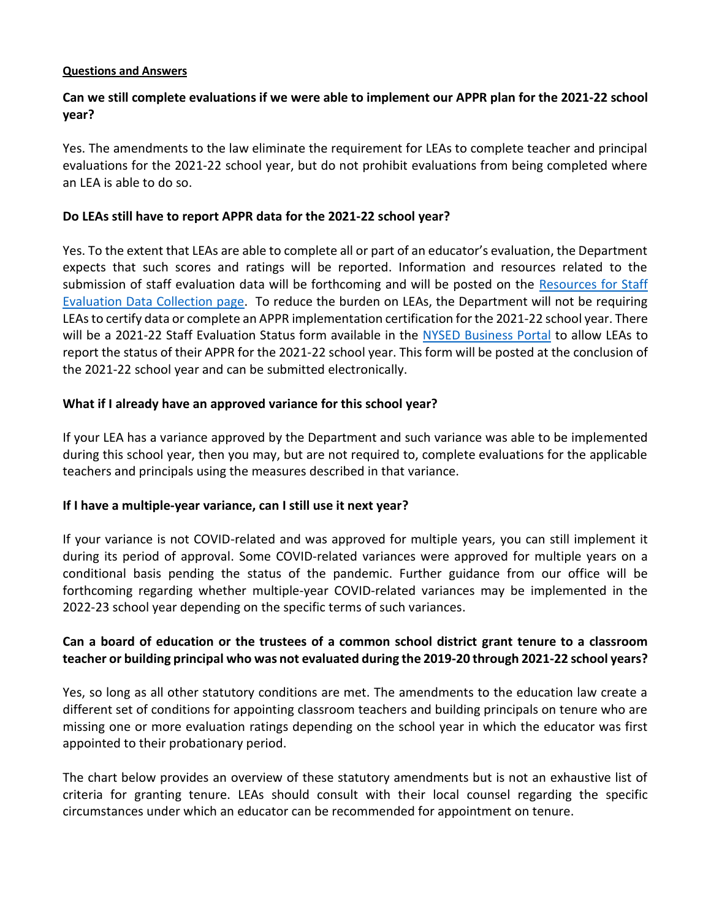**Questions and Answers**

**Can we still complete evaluations if we were able to implement our APPR plan for the 2021-22 school year?**

Yes. The amendments to the law eliminate the requirement for LEAs to complete teacher and principal evaluations for the 2021-22 school year, but do not prohibit evaluations from being completed where an LEA is able to do so.

**Do LEAs still have to report APPR data for the 2021-22 school year?**

Yes. To the extent that LEAs are able to complete all or part of an educator's evaluation, the Department expects that such scores and ratings will be reported. Information and resources related to the submission of staff evaluation data will be forthcoming and will be posted on the Resources for Staff Evaluation Data Collection page. To reduce the burden on LEAs, the Department will not be requiring LEAs to certify data or complete an APPR implementation certification for the 2021-22 school year. There will be a 2021-22 Staff Evaluation Status form available in the NYSED Business Portal to allow LEAs to report the status of their APPR for the 2021-22 school year. This form will be posted at the conclusion of the 2021-22 school year and can be submitted electronically.

**What if I already have an approved variance for this school year?**

If your LEA has a variance approved by the Department and such variance was able to be implemented during this school year, then you may, but are not required to, complete evaluations for the applicable teachers and principals using the measures described in that variance.

**If I have a multiple-year variance, can I still use it next year?**

If your variance is not COVID-related and was approved for multiple years, you can still implement it during its period of approval. Some COVID-related variances were approved for multiple years on a conditional basis pending the status of the pandemic. Further guidance from our office will be forthcoming regarding whether multiple-year COVID-related variances may be implemented in the 2022-23 school year depending on the specific terms of such variances.

**Can a board of education or the trustees of a common school district grant tenure to a classroom teacher or building principal who was not evaluated during the 2019-20 through 2021-22 school years?**

Yes, so long as all other statutory conditions are met. The amendments to the education law create a different set of conditions for appointing classroom teachers and building principals on tenure who are missing one or more evaluation ratings depending on the school year in which the educator was first appointed to their probationary period.

The chart below provides an overview of these statutory amendments but is not an exhaustive list of criteria for granting tenure. LEAs should consult with their local counsel regarding the specific circumstances under which an educator can be recommended for appointment on tenure.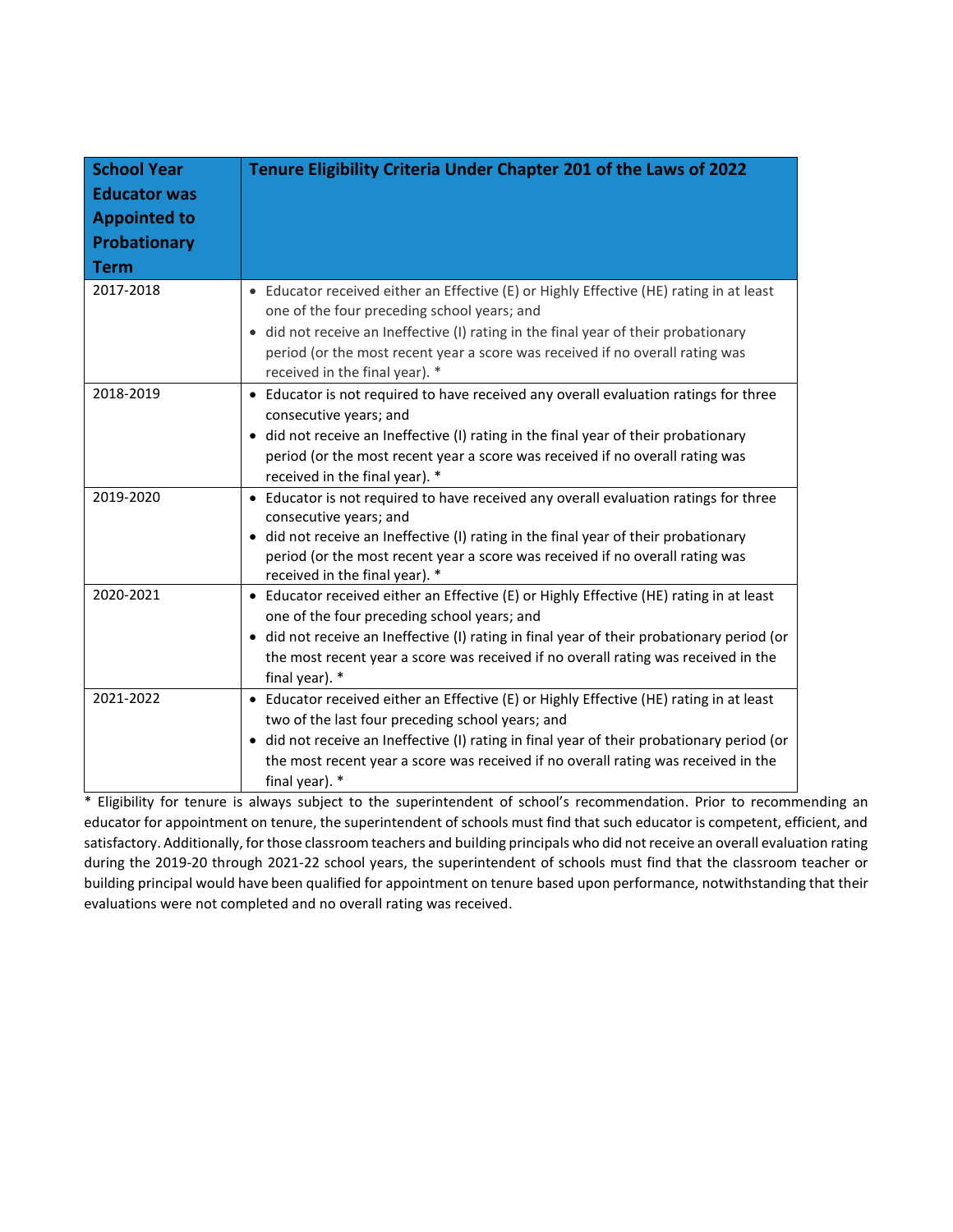| School Year Educator was Appointed to Probationary Term | Tenure Eligibility Criteria Under Chapter 201 of the Laws of 2022 |
| --- | --- |
| 2017-2018 | • Educator received either an Effective (E) or Highly Effective (HE) rating in at least one of the four preceding school years; and<br>• did not receive an Ineffective (I) rating in the final year of their probationary period (or the most recent year a score was received if no overall rating was received in the final year). * |
| 2018-2019 | • Educator is not required to have received any overall evaluation ratings for three consecutive years; and<br>• did not receive an Ineffective (I) rating in the final year of their probationary period (or the most recent year a score was received if no overall rating was received in the final year). * |
| 2019-2020 | • Educator is not required to have received any overall evaluation ratings for three consecutive years; and<br>• did not receive an Ineffective (I) rating in the final year of their probationary period (or the most recent year a score was received if no overall rating was received in the final year). * |
| 2020-2021 | • Educator received either an Effective (E) or Highly Effective (HE) rating in at least one of the four preceding school years; and<br>• did not receive an Ineffective (I) rating in final year of their probationary period (or the most recent year a score was received if no overall rating was received in the final year). * |
| 2021-2022 | • Educator received either an Effective (E) or Highly Effective (HE) rating in at least two of the last four preceding school years; and<br>• did not receive an Ineffective (I) rating in final year of their probationary period (or the most recent year a score was received if no overall rating was received in the final year). * |

* Eligibility for tenure is always subject to the superintendent of school's recommendation. Prior to recommending an educator for appointment on tenure, the superintendent of schools must find that such educator is competent, efficient, and satisfactory. Additionally, for those classroom teachers and building principals who did not receive an overall evaluation rating during the 2019-20 through 2021-22 school years, the superintendent of schools must find that the classroom teacher or building principal would have been qualified for appointment on tenure based upon performance, notwithstanding that their evaluations were not completed and no overall rating was received.